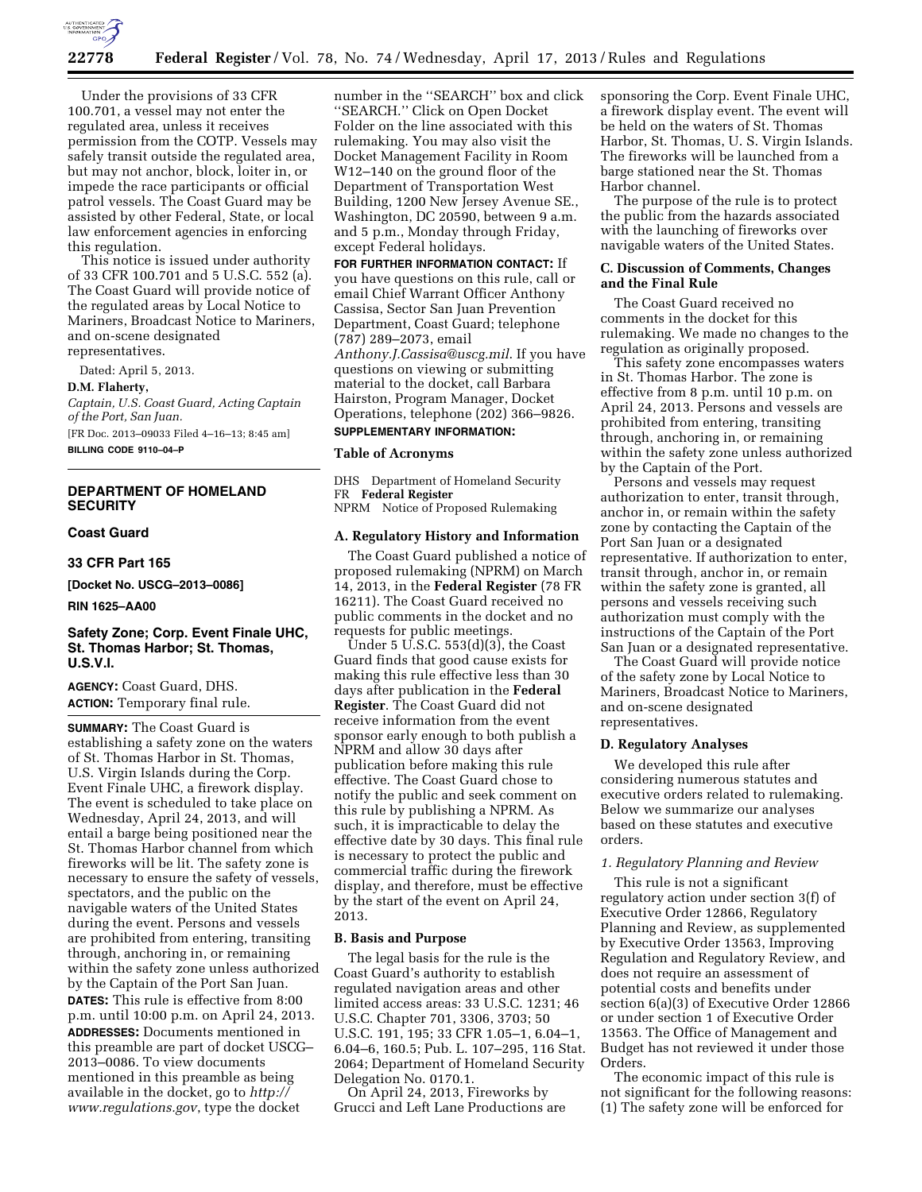Under the provisions of 33 CFR 100.701, a vessel may not enter the regulated area, unless it receives permission from the COTP. Vessels may safely transit outside the regulated area, but may not anchor, block, loiter in, or impede the race participants or official patrol vessels. The Coast Guard may be assisted by other Federal, State, or local law enforcement agencies in enforcing this regulation.

This notice is issued under authority of 33 CFR 100.701 and 5 U.S.C. 552 (a). The Coast Guard will provide notice of the regulated areas by Local Notice to Mariners, Broadcast Notice to Mariners, and on-scene designated representatives.

Dated: April 5, 2013.

**D.M. Flaherty,**

*Captain, U.S. Coast Guard, Acting Captain of the Port, San Juan.*

[FR Doc. 2013–09033 Filed 4–16–13; 8:45 am]

**BILLING CODE 9110–04–P**

---

## DEPARTMENT OF HOMELAND SECURITY

### Coast Guard

### 33 CFR Part 165

**[Docket No. USCG–2013–0086]**

**RIN 1625–AA00**

### Safety Zone; Corp. Event Finale UHC, St. Thomas Harbor; St. Thomas, U.S.V.I.

**AGENCY:** Coast Guard, DHS.

**ACTION:** Temporary final rule.

**SUMMARY:** The Coast Guard is establishing a safety zone on the waters of St. Thomas Harbor in St. Thomas, U.S. Virgin Islands during the Corp. Event Finale UHC, a firework display. The event is scheduled to take place on Wednesday, April 24, 2013, and will entail a barge being positioned near the St. Thomas Harbor channel from which fireworks will be lit. The safety zone is necessary to ensure the safety of vessels, spectators, and the public on the navigable waters of the United States during the event. Persons and vessels are prohibited from entering, transiting through, anchoring in, or remaining within the safety zone unless authorized by the Captain of the Port San Juan.

**DATES:** This rule is effective from 8:00 p.m. until 10:00 p.m. on April 24, 2013.

**ADDRESSES:** Documents mentioned in this preamble are part of docket USCG–2013–0086. To view documents mentioned in this preamble as being available in the docket, go to *http://www.regulations.gov*, type the docket number in the ''SEARCH'' box and click ''SEARCH.'' Click on Open Docket Folder on the line associated with this rulemaking. You may also visit the Docket Management Facility in Room W12–140 on the ground floor of the Department of Transportation West Building, 1200 New Jersey Avenue SE., Washington, DC 20590, between 9 a.m. and 5 p.m., Monday through Friday, except Federal holidays.

**FOR FURTHER INFORMATION CONTACT:** If you have questions on this rule, call or email Chief Warrant Officer Anthony Cassisa, Sector San Juan Prevention Department, Coast Guard; telephone (787) 289–2073, email *Anthony.J.Cassisa@uscg.mil*. If you have questions on viewing or submitting material to the docket, call Barbara Hairston, Program Manager, Docket Operations, telephone (202) 366–9826.

**SUPPLEMENTARY INFORMATION:**

#### Table of Acronyms

DHS Department of Homeland Security
FR **Federal Register**
NPRM Notice of Proposed Rulemaking

#### A. Regulatory History and Information

The Coast Guard published a notice of proposed rulemaking (NPRM) on March 14, 2013, in the **Federal Register** (78 FR 16211). The Coast Guard received no public comments in the docket and no requests for public meetings.

Under 5 U.S.C. 553(d)(3), the Coast Guard finds that good cause exists for making this rule effective less than 30 days after publication in the **Federal Register**. The Coast Guard did not receive information from the event sponsor early enough to both publish a NPRM and allow 30 days after publication before making this rule effective. The Coast Guard chose to notify the public and seek comment on this rule by publishing a NPRM. As such, it is impracticable to delay the effective date by 30 days. This final rule is necessary to protect the public and commercial traffic during the firework display, and therefore, must be effective by the start of the event on April 24, 2013.

#### B. Basis and Purpose

The legal basis for the rule is the Coast Guard's authority to establish regulated navigation areas and other limited access areas: 33 U.S.C. 1231; 46 U.S.C. Chapter 701, 3306, 3703; 50 U.S.C. 191, 195; 33 CFR 1.05–1, 6.04–1, 6.04–6, 160.5; Pub. L. 107–295, 116 Stat. 2064; Department of Homeland Security Delegation No. 0170.1.

On April 24, 2013, Fireworks by Grucci and Left Lane Productions are sponsoring the Corp. Event Finale UHC, a firework display event. The event will be held on the waters of St. Thomas Harbor, St. Thomas, U. S. Virgin Islands. The fireworks will be launched from a barge stationed near the St. Thomas Harbor channel.

The purpose of the rule is to protect the public from the hazards associated with the launching of fireworks over navigable waters of the United States.

#### C. Discussion of Comments, Changes and the Final Rule

The Coast Guard received no comments in the docket for this rulemaking. We made no changes to the regulation as originally proposed.

This safety zone encompasses waters in St. Thomas Harbor. The zone is effective from 8 p.m. until 10 p.m. on April 24, 2013. Persons and vessels are prohibited from entering, transiting through, anchoring in, or remaining within the safety zone unless authorized by the Captain of the Port.

Persons and vessels may request authorization to enter, transit through, anchor in, or remain within the safety zone by contacting the Captain of the Port San Juan or a designated representative. If authorization to enter, transit through, anchor in, or remain within the safety zone is granted, all persons and vessels receiving such authorization must comply with the instructions of the Captain of the Port San Juan or a designated representative.

The Coast Guard will provide notice of the safety zone by Local Notice to Mariners, Broadcast Notice to Mariners, and on-scene designated representatives.

#### D. Regulatory Analyses

We developed this rule after considering numerous statutes and executive orders related to rulemaking. Below we summarize our analyses based on these statutes and executive orders.

##### *1. Regulatory Planning and Review*

This rule is not a significant regulatory action under section 3(f) of Executive Order 12866, Regulatory Planning and Review, as supplemented by Executive Order 13563, Improving Regulation and Regulatory Review, and does not require an assessment of potential costs and benefits under section 6(a)(3) of Executive Order 12866 or under section 1 of Executive Order 13563. The Office of Management and Budget has not reviewed it under those Orders.

The economic impact of this rule is not significant for the following reasons: (1) The safety zone will be enforced for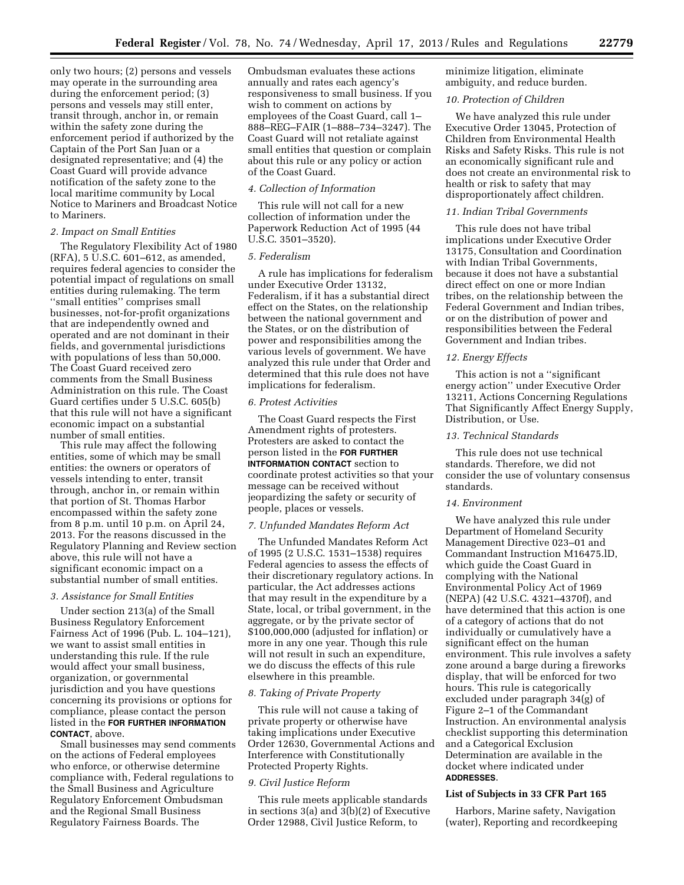only two hours; (2) persons and vessels may operate in the surrounding area during the enforcement period; (3) persons and vessels may still enter, transit through, anchor in, or remain within the safety zone during the enforcement period if authorized by the Captain of the Port San Juan or a designated representative; and (4) the Coast Guard will provide advance notification of the safety zone to the local maritime community by Local Notice to Mariners and Broadcast Notice to Mariners.

*2. Impact on Small Entities*

The Regulatory Flexibility Act of 1980 (RFA), 5 U.S.C. 601–612, as amended, requires federal agencies to consider the potential impact of regulations on small entities during rulemaking. The term ''small entities'' comprises small businesses, not-for-profit organizations that are independently owned and operated and are not dominant in their fields, and governmental jurisdictions with populations of less than 50,000. The Coast Guard received zero comments from the Small Business Administration on this rule. The Coast Guard certifies under 5 U.S.C. 605(b) that this rule will not have a significant economic impact on a substantial number of small entities.

This rule may affect the following entities, some of which may be small entities: the owners or operators of vessels intending to enter, transit through, anchor in, or remain within that portion of St. Thomas Harbor encompassed within the safety zone from 8 p.m. until 10 p.m. on April 24, 2013. For the reasons discussed in the Regulatory Planning and Review section above, this rule will not have a significant economic impact on a substantial number of small entities.

*3. Assistance for Small Entities*

Under section 213(a) of the Small Business Regulatory Enforcement Fairness Act of 1996 (Pub. L. 104–121), we want to assist small entities in understanding this rule. If the rule would affect your small business, organization, or governmental jurisdiction and you have questions concerning its provisions or options for compliance, please contact the person listed in the **FOR FURTHER INFORMATION CONTACT**, above.

Small businesses may send comments on the actions of Federal employees who enforce, or otherwise determine compliance with, Federal regulations to the Small Business and Agriculture Regulatory Enforcement Ombudsman and the Regional Small Business Regulatory Fairness Boards. The Ombudsman evaluates these actions annually and rates each agency's responsiveness to small business. If you wish to comment on actions by employees of the Coast Guard, call 1–888–REG–FAIR (1–888–734–3247). The Coast Guard will not retaliate against small entities that question or complain about this rule or any policy or action of the Coast Guard.

*4. Collection of Information*

This rule will not call for a new collection of information under the Paperwork Reduction Act of 1995 (44 U.S.C. 3501–3520).

*5. Federalism*

A rule has implications for federalism under Executive Order 13132, Federalism, if it has a substantial direct effect on the States, on the relationship between the national government and the States, or on the distribution of power and responsibilities among the various levels of government. We have analyzed this rule under that Order and determined that this rule does not have implications for federalism.

*6. Protest Activities*

The Coast Guard respects the First Amendment rights of protesters. Protesters are asked to contact the person listed in the **FOR FURTHER INTORMATION CONTACT** section to coordinate protest activities so that your message can be received without jeopardizing the safety or security of people, places or vessels.

*7. Unfunded Mandates Reform Act*

The Unfunded Mandates Reform Act of 1995 (2 U.S.C. 1531–1538) requires Federal agencies to assess the effects of their discretionary regulatory actions. In particular, the Act addresses actions that may result in the expenditure by a State, local, or tribal government, in the aggregate, or by the private sector of $100,000,000 (adjusted for inflation) or more in any one year. Though this rule will not result in such an expenditure, we do discuss the effects of this rule elsewhere in this preamble.

*8. Taking of Private Property*

This rule will not cause a taking of private property or otherwise have taking implications under Executive Order 12630, Governmental Actions and Interference with Constitutionally Protected Property Rights.

*9. Civil Justice Reform*

This rule meets applicable standards in sections 3(a) and 3(b)(2) of Executive Order 12988, Civil Justice Reform, to minimize litigation, eliminate ambiguity, and reduce burden.

*10. Protection of Children*

We have analyzed this rule under Executive Order 13045, Protection of Children from Environmental Health Risks and Safety Risks. This rule is not an economically significant rule and does not create an environmental risk to health or risk to safety that may disproportionately affect children.

*11. Indian Tribal Governments*

This rule does not have tribal implications under Executive Order 13175, Consultation and Coordination with Indian Tribal Governments, because it does not have a substantial direct effect on one or more Indian tribes, on the relationship between the Federal Government and Indian tribes, or on the distribution of power and responsibilities between the Federal Government and Indian tribes.

*12. Energy Effects*

This action is not a ''significant energy action'' under Executive Order 13211, Actions Concerning Regulations That Significantly Affect Energy Supply, Distribution, or Use.

*13. Technical Standards*

This rule does not use technical standards. Therefore, we did not consider the use of voluntary consensus standards.

*14. Environment*

We have analyzed this rule under Department of Homeland Security Management Directive 023–01 and Commandant Instruction M16475.lD, which guide the Coast Guard in complying with the National Environmental Policy Act of 1969 (NEPA) (42 U.S.C. 4321–4370f), and have determined that this action is one of a category of actions that do not individually or cumulatively have a significant effect on the human environment. This rule involves a safety zone around a barge during a fireworks display, that will be enforced for two hours. This rule is categorically excluded under paragraph 34(g) of Figure 2–1 of the Commandant Instruction. An environmental analysis checklist supporting this determination and a Categorical Exclusion Determination are available in the docket where indicated under **ADDRESSES**.

**List of Subjects in 33 CFR Part 165**

Harbors, Marine safety, Navigation (water), Reporting and recordkeeping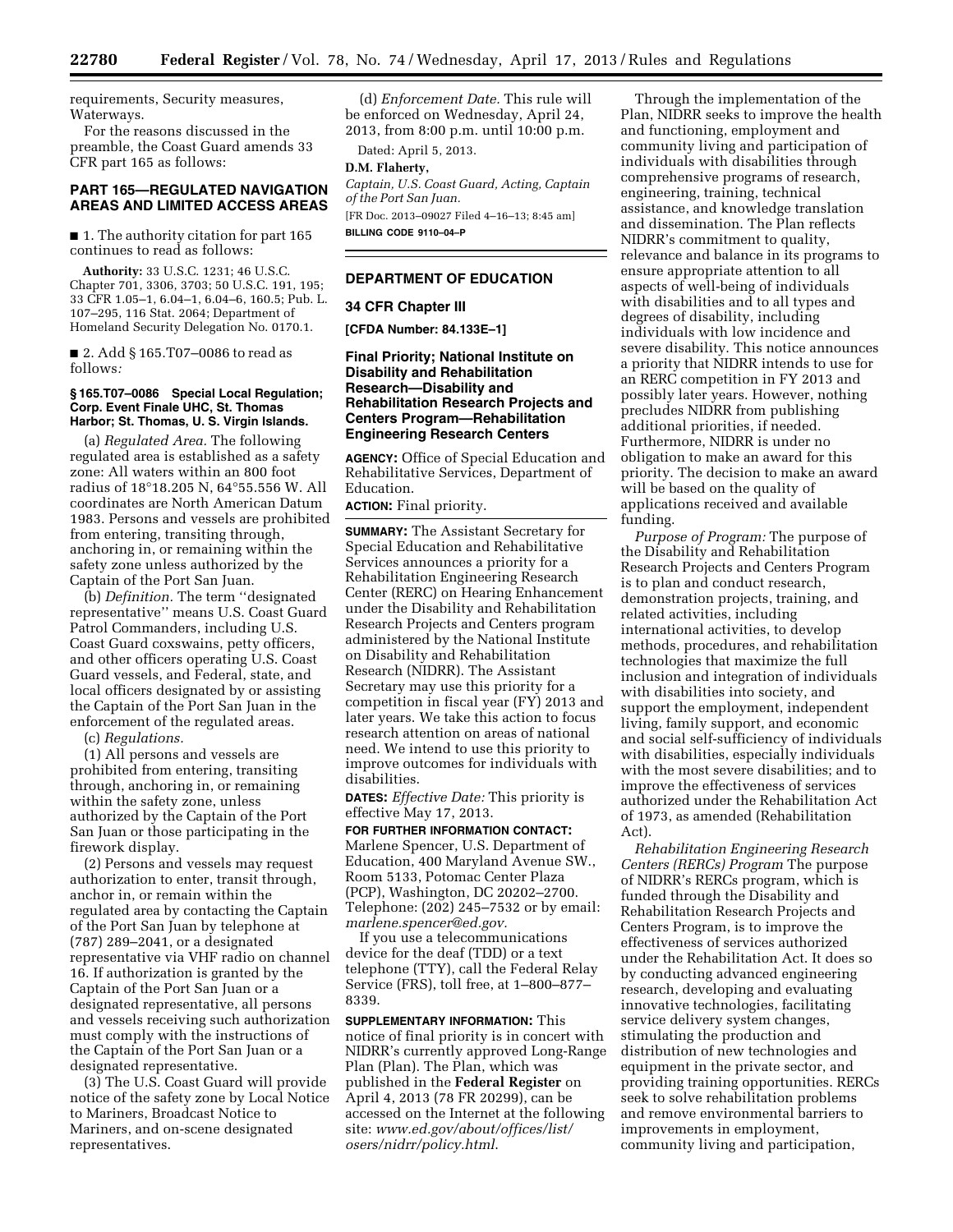requirements, Security measures, Waterways.

For the reasons discussed in the preamble, the Coast Guard amends 33 CFR part 165 as follows:

## PART 165—REGULATED NAVIGATION AREAS AND LIMITED ACCESS AREAS

■ 1. The authority citation for part 165 continues to read as follows:

**Authority:** 33 U.S.C. 1231; 46 U.S.C. Chapter 701, 3306, 3703; 50 U.S.C. 191, 195; 33 CFR 1.05–1, 6.04–1, 6.04–6, 160.5; Pub. L. 107–295, 116 Stat. 2064; Department of Homeland Security Delegation No. 0170.1.

■ 2. Add § 165.T07–0086 to read as follows:

### § 165.T07–0086 Special Local Regulation; Corp. Event Finale UHC, St. Thomas Harbor; St. Thomas, U. S. Virgin Islands.

(a) *Regulated Area.* The following regulated area is established as a safety zone: All waters within an 800 foot radius of 18°18.205 N, 64°55.556 W. All coordinates are North American Datum 1983. Persons and vessels are prohibited from entering, transiting through, anchoring in, or remaining within the safety zone unless authorized by the Captain of the Port San Juan.

(b) *Definition.* The term ''designated representative'' means U.S. Coast Guard Patrol Commanders, including U.S. Coast Guard coxswains, petty officers, and other officers operating U.S. Coast Guard vessels, and Federal, state, and local officers designated by or assisting the Captain of the Port San Juan in the enforcement of the regulated areas.

(c) *Regulations.*

(1) All persons and vessels are prohibited from entering, transiting through, anchoring in, or remaining within the safety zone, unless authorized by the Captain of the Port San Juan or those participating in the firework display.

(2) Persons and vessels may request authorization to enter, transit through, anchor in, or remain within the regulated area by contacting the Captain of the Port San Juan by telephone at (787) 289–2041, or a designated representative via VHF radio on channel 16. If authorization is granted by the Captain of the Port San Juan or a designated representative, all persons and vessels receiving such authorization must comply with the instructions of the Captain of the Port San Juan or a designated representative.

(3) The U.S. Coast Guard will provide notice of the safety zone by Local Notice to Mariners, Broadcast Notice to Mariners, and on-scene designated representatives.

(d) *Enforcement Date.* This rule will be enforced on Wednesday, April 24, 2013, from 8:00 p.m. until 10:00 p.m.

Dated: April 5, 2013.

**D.M. Flaherty,**

*Captain, U.S. Coast Guard, Acting, Captain of the Port San Juan.*

[FR Doc. 2013–09027 Filed 4–16–13; 8:45 am]

**BILLING CODE 9110–04–P**

## DEPARTMENT OF EDUCATION

### 34 CFR Chapter III

**[CFDA Number: 84.133E–1]**

### Final Priority; National Institute on Disability and Rehabilitation Research—Disability and Rehabilitation Research Projects and Centers Program—Rehabilitation Engineering Research Centers

**AGENCY:** Office of Special Education and Rehabilitative Services, Department of Education.

**ACTION:** Final priority.

**SUMMARY:** The Assistant Secretary for Special Education and Rehabilitative Services announces a priority for a Rehabilitation Engineering Research Center (RERC) on Hearing Enhancement under the Disability and Rehabilitation Research Projects and Centers program administered by the National Institute on Disability and Rehabilitation Research (NIDRR). The Assistant Secretary may use this priority for a competition in fiscal year (FY) 2013 and later years. We take this action to focus research attention on areas of national need. We intend to use this priority to improve outcomes for individuals with disabilities.

**DATES:** *Effective Date:* This priority is effective May 17, 2013.

**FOR FURTHER INFORMATION CONTACT:** Marlene Spencer, U.S. Department of Education, 400 Maryland Avenue SW., Room 5133, Potomac Center Plaza (PCP), Washington, DC 20202–2700. Telephone: (202) 245–7532 or by email: *marlene.spencer@ed.gov.*

If you use a telecommunications device for the deaf (TDD) or a text telephone (TTY), call the Federal Relay Service (FRS), toll free, at 1–800–877–8339.

**SUPPLEMENTARY INFORMATION:** This notice of final priority is in concert with NIDRR's currently approved Long-Range Plan (Plan). The Plan, which was published in the **Federal Register** on April 4, 2013 (78 FR 20299), can be accessed on the Internet at the following site: *www.ed.gov/about/offices/list/osers/nidrr/policy.html.*

Through the implementation of the Plan, NIDRR seeks to improve the health and functioning, employment and community living and participation of individuals with disabilities through comprehensive programs of research, engineering, training, technical assistance, and knowledge translation and dissemination. The Plan reflects NIDRR's commitment to quality, relevance and balance in its programs to ensure appropriate attention to all aspects of well-being of individuals with disabilities and to all types and degrees of disability, including individuals with low incidence and severe disability. This notice announces a priority that NIDRR intends to use for an RERC competition in FY 2013 and possibly later years. However, nothing precludes NIDRR from publishing additional priorities, if needed. Furthermore, NIDRR is under no obligation to make an award for this priority. The decision to make an award will be based on the quality of applications received and available funding.

*Purpose of Program:* The purpose of the Disability and Rehabilitation Research Projects and Centers Program is to plan and conduct research, demonstration projects, training, and related activities, including international activities, to develop methods, procedures, and rehabilitation technologies that maximize the full inclusion and integration of individuals with disabilities into society, and support the employment, independent living, family support, and economic and social self-sufficiency of individuals with disabilities, especially individuals with the most severe disabilities; and to improve the effectiveness of services authorized under the Rehabilitation Act of 1973, as amended (Rehabilitation Act).

*Rehabilitation Engineering Research Centers (RERCs) Program* The purpose of NIDRR's RERCs program, which is funded through the Disability and Rehabilitation Research Projects and Centers Program, is to improve the effectiveness of services authorized under the Rehabilitation Act. It does so by conducting advanced engineering research, developing and evaluating innovative technologies, facilitating service delivery system changes, stimulating the production and distribution of new technologies and equipment in the private sector, and providing training opportunities. RERCs seek to solve rehabilitation problems and remove environmental barriers to improvements in employment, community living and participation,